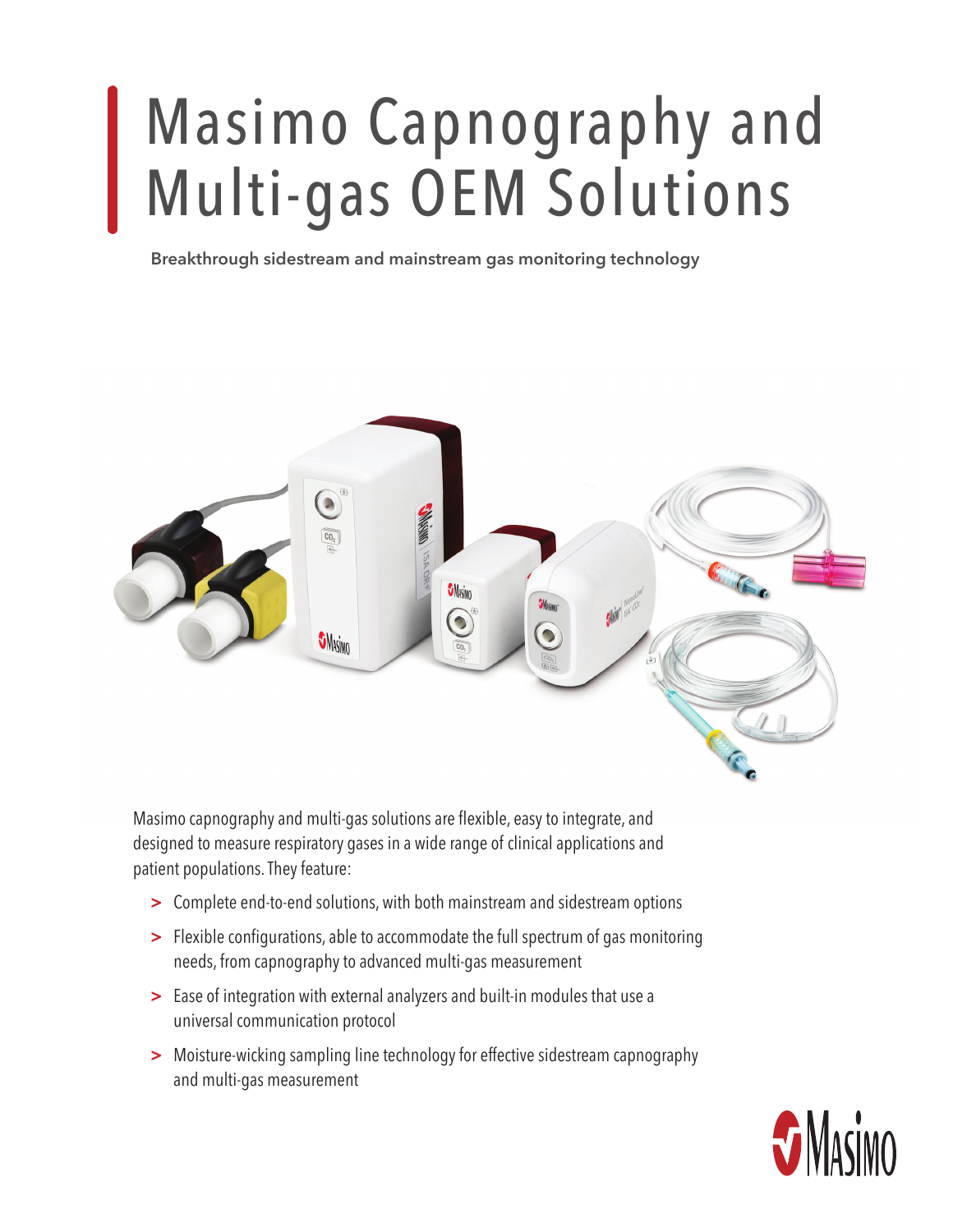# Masimo Capnography and Multi-gas OEM Solutions

**Breakthrough sidestream and mainstream gas monitoring technology**

Masimo capnography and multi-gas solutions are flexible, easy to integrate, and designed to measure respiratory gases in a wide range of clinical applications and patient populations. They feature:

- Complete end-to-end solutions, with both mainstream and sidestream options
- Flexible configurations, able to accommodate the full spectrum of gas monitoring needs, from capnography to advanced multi-gas measurement
- Ease of integration with external analyzers and built-in modules that use a universal communication protocol
- Moisture-wicking sampling line technology for effective sidestream capnography and multi-gas measurement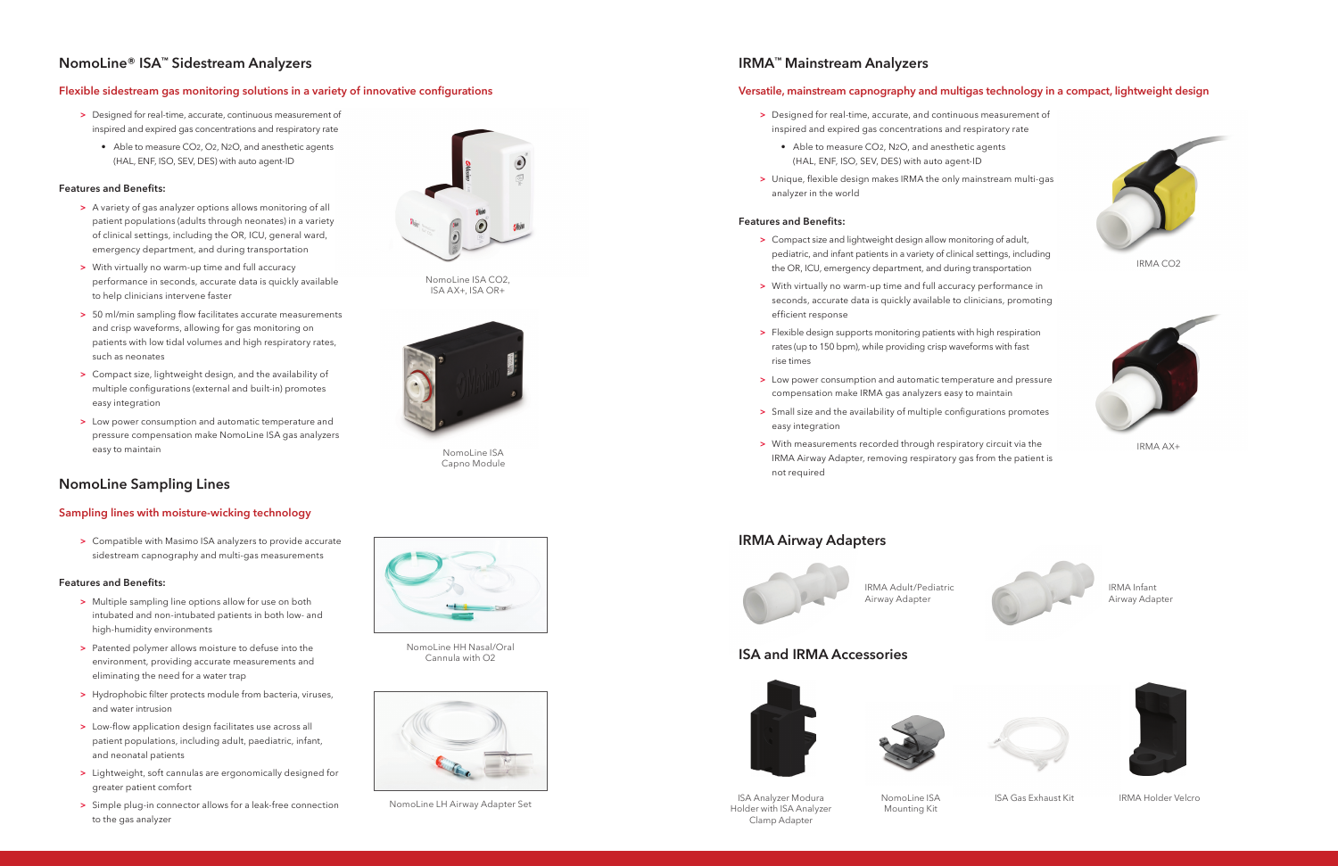## NomoLine® ISA™ Sidestream Analyzers

### Flexible sidestream gas monitoring solutions in a variety of innovative configurations

- Designed for real-time, accurate, continuous measurement of inspired and expired gas concentrations and respiratory rate
  - Able to measure $CO_2$, $O_2$, $N_2O$, and anesthetic agents (HAL, ENF, ISO, SEV, DES) with auto agent-ID

**Features and Benefits:**

- A variety of gas analyzer options allows monitoring of all patient populations (adults through neonates) in a variety of clinical settings, including the OR, ICU, general ward, emergency department, and during transportation
- With virtually no warm-up time and full accuracy performance in seconds, accurate data is quickly available to help clinicians intervene faster
- 50 ml/min sampling flow facilitates accurate measurements and crisp waveforms, allowing for gas monitoring on patients with low tidal volumes and high respiratory rates, such as neonates
- Compact size, lightweight design, and the availability of multiple configurations (external and built-in) promotes easy integration
- Low power consumption and automatic temperature and pressure compensation make NomoLine ISA gas analyzers easy to maintain

NomoLine ISA CO2, ISA AX+, ISA OR+

NomoLine ISA Capno Module

## NomoLine Sampling Lines

### Sampling lines with moisture-wicking technology

- Compatible with Masimo ISA analyzers to provide accurate sidestream capnography and multi-gas measurements

**Features and Benefits:**

- Multiple sampling line options allow for use on both intubated and non-intubated patients in both low- and high-humidity environments
- Patented polymer allows moisture to defuse into the environment, providing accurate measurements and eliminating the need for a water trap
- Hydrophobic filter protects module from bacteria, viruses, and water intrusion
- Low-flow application design facilitates use across all patient populations, including adult, paediatric, infant, and neonatal patients
- Lightweight, soft cannulas are ergonomically designed for greater patient comfort
- Simple plug-in connector allows for a leak-free connection to the gas analyzer

NomoLine HH Nasal/Oral Cannula with O2

NomoLine LH Airway Adapter Set

## IRMA™ Mainstream Analyzers

### Versatile, mainstream capnography and multigas technology in a compact, lightweight design

- Designed for real-time, accurate, and continuous measurement of inspired and expired gas concentrations and respiratory rate
  - Able to measure $CO_2$, $N_2O$, and anesthetic agents (HAL, ENF, ISO, SEV, DES) with auto agent-ID
- Unique, flexible design makes IRMA the only mainstream multi-gas analyzer in the world

**Features and Benefits:**

- Compact size and lightweight design allow monitoring of adult, pediatric, and infant patients in a variety of clinical settings, including the OR, ICU, emergency department, and during transportation
- With virtually no warm-up time and full accuracy performance in seconds, accurate data is quickly available to clinicians, promoting efficient response
- Flexible design supports monitoring patients with high respiration rates (up to 150 bpm), while providing crisp waveforms with fast rise times
- Low power consumption and automatic temperature and pressure compensation make IRMA gas analyzers easy to maintain
- Small size and the availability of multiple configurations promotes easy integration
- With measurements recorded through respiratory circuit via the IRMA Airway Adapter, removing respiratory gas from the patient is not required

IRMA CO2

IRMA AX+

## IRMA Airway Adapters

IRMA Adult/Pediatric Airway Adapter

IRMA Infant Airway Adapter

## ISA and IRMA Accessories

ISA Analyzer Modura Holder with ISA Analyzer Clamp Adapter

NomoLine ISA Mounting Kit

ISA Gas Exhaust Kit

IRMA Holder Velcro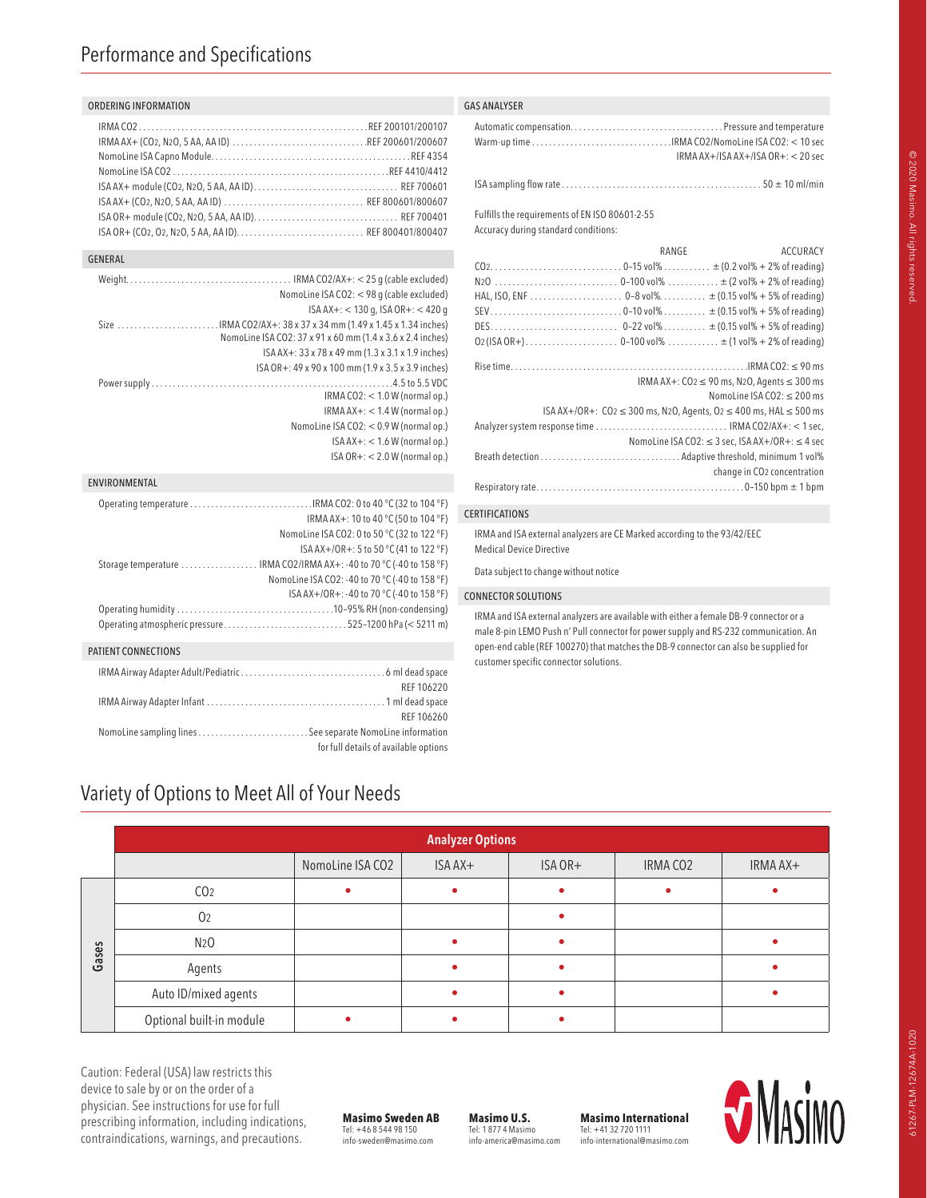# Performance and Specifications

## ORDERING INFORMATION

| | |
|---|---|
| IRMA $CO_2$ | REF 200101/200107 |
| IRMA AX+ ($CO_2$, $N_2O$, 5 AA, AA ID) | REF 200601/200607 |
| NomoLine ISA Capno Module | REF 4354 |
| NomoLine ISA $CO_2$ | REF 4410/4412 |
| ISA AX+ module ($CO_2$, $N_2O$, 5 AA, AA ID) | REF 700601 |
| ISA AX+ ($CO_2$, $N_2O$, 5 AA, AA ID) | REF 800601/800607 |
| ISA OR+ module ($CO_2$, $N_2O$, 5 AA, AA ID) | REF 700401 |
| ISA OR+ ($CO_2$, $O_2$, $N_2O$, 5 AA, AA ID) | REF 800401/800407 |

## GENERAL

Weight: IRMA $CO_2$/AX+: < 25 g (cable excluded)
NomoLine ISA $CO_2$: < 98 g (cable excluded)
ISA AX+: < 130 g, ISA OR+: < 420 g

Size: IRMA $CO_2$/AX+: 38 x 37 x 34 mm (1.49 x 1.45 x 1.34 inches)
NomoLine ISA $CO_2$: 37 x 91 x 60 mm (1.4 x 3.6 x 2.4 inches)
ISA AX+: 33 x 78 x 49 mm (1.3 x 3.1 x 1.9 inches)
ISA OR+: 49 x 90 x 100 mm (1.9 x 3.5 x 3.9 inches)

Power supply: 4.5 to 5.5 VDC
IRMA $CO_2$: < 1.0 W (normal op.)
IRMA AX+: < 1.4 W (normal op.)
NomoLine ISA $CO_2$: < 0.9 W (normal op.)
ISA AX+: < 1.6 W (normal op.)
ISA OR+: < 2.0 W (normal op.)

## ENVIRONMENTAL

Operating temperature: IRMA $CO_2$: 0 to 40 °C (32 to 104 °F)
IRMA AX+: 10 to 40 °C (50 to 104 °F)
NomoLine ISA $CO_2$: 0 to 50 °C (32 to 122 °F)
ISA AX+/OR+: 5 to 50 °C (41 to 122 °F)

Storage temperature: IRMA $CO_2$/IRMA AX+: -40 to 70 °C (-40 to 158 °F)
NomoLine ISA $CO_2$: -40 to 70 °C (-40 to 158 °F)
ISA AX+/OR+: -40 to 70 °C (-40 to 158 °F)

Operating humidity: 10–95% RH (non-condensing)

Operating atmospheric pressure: 525–1200 hPa (< 5211 m)

## PATIENT CONNECTIONS

IRMA Airway Adapter Adult/Pediatric: 6 ml dead space
REF 106220

IRMA Airway Adapter Infant: 1 ml dead space
REF 106260

NomoLine sampling lines: See separate NomoLine information for full details of available options

## GAS ANALYSER

Automatic compensation: Pressure and temperature

Warm-up time: IRMA $CO_2$/NomoLine ISA $CO_2$: < 10 sec
IRMA AX+/ISA AX+/ISA OR+: < 20 sec

ISA sampling flow rate: 50 ± 10 ml/min

Fulfills the requirements of EN ISO 80601-2-55
Accuracy during standard conditions:

| | RANGE | ACCURACY |
|---|---|---|
| $CO_2$ | 0–15 vol% | ± (0.2 vol% + 2% of reading) |
| $N_2O$ | 0–100 vol% | ± (2 vol% + 2% of reading) |
| HAL, ISO, ENF | 0–8 vol% | ± (0.15 vol% + 5% of reading) |
| SEV | 0–10 vol% | ± (0.15 vol% + 5% of reading) |
| DES | 0–22 vol% | ± (0.15 vol% + 5% of reading) |
| $O_2$ (ISA OR+) | 0–100 vol% | ± (1 vol% + 2% of reading) |

Rise time: IRMA $CO_2$: ≤ 90 ms
IRMA AX+: $CO_2$ ≤ 90 ms, $N_2O$, Agents ≤ 300 ms
NomoLine ISA $CO_2$: ≤ 200 ms
ISA AX+/OR+: $CO_2$ ≤ 300 ms, $N_2O$, Agents, $O_2$ ≤ 400 ms, HAL ≤ 500 ms

Analyzer system response time: IRMA $CO_2$/AX+: < 1 sec,
NomoLine ISA $CO_2$: ≤ 3 sec, ISA AX+/OR+: ≤ 4 sec

Breath detection: Adaptive threshold, minimum 1 vol% change in $CO_2$ concentration

Respiratory rate: 0–150 bpm ± 1 bpm

## CERTIFICATIONS

IRMA and ISA external analyzers are CE Marked according to the 93/42/EEC Medical Device Directive

Data subject to change without notice

## CONNECTOR SOLUTIONS

IRMA and ISA external analyzers are available with either a female DB-9 connector or a male 8-pin LEMO Push n' Pull connector for power supply and RS-232 communication. An open-end cable (REF 100270) that matches the DB-9 connector can also be supplied for customer specific connector solutions.

# Variety of Options to Meet All of Your Needs

| | | Analyzer Options | | | | |
|---|---|---|---|---|---|---|
| | | NomoLine ISA $CO_2$ | ISA AX+ | ISA OR+ | IRMA $CO_2$ | IRMA AX+ |
| Gases | $CO_2$ | • | • | • | • | • |
| | $O_2$ | | | • | | |
| | $N_2O$ | | • | • | | • |
| | Agents | | • | • | | • |
| | Auto ID/mixed agents | | • | • | | • |
| | Optional built-in module | • | • | • | | |

Caution: Federal (USA) law restricts this device to sale by or on the order of a physician. See instructions for use for full prescribing information, including indications, contraindications, warnings, and precautions.

**Masimo Sweden AB**
Tel: +46 8 544 98 150
info-sweden@masimo.com

**Masimo U.S.**
Tel: 1 877 4 Masimo
info-america@masimo.com

**Masimo International**
Tel: +41 32 720 1111
info-international@masimo.com

Masimo

© 2020 Masimo. All rights reserved.

61267-PLM-12674A-1020